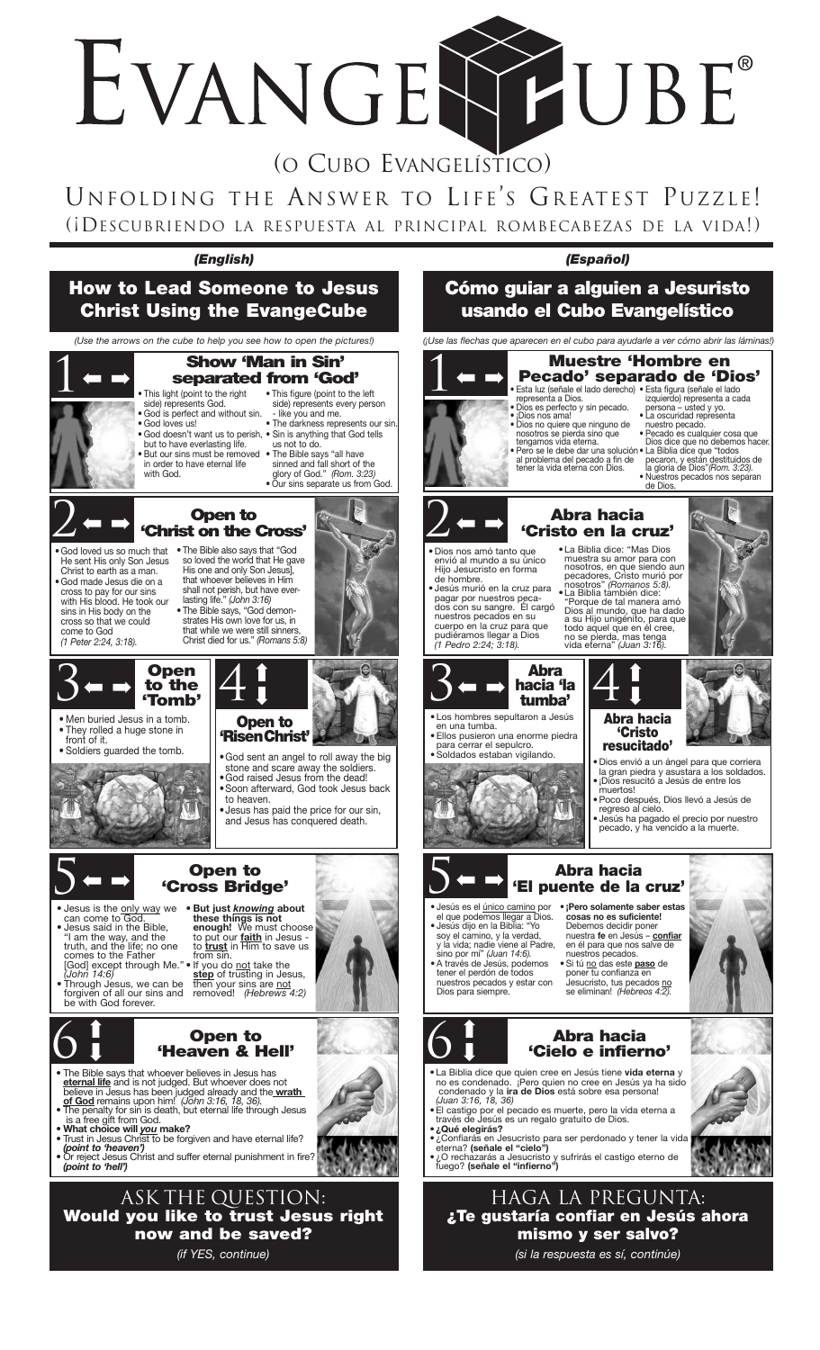# EVANGECUBE®

## (O CUBO EVANGELÍSTICO)

## UNFOLDING THE ANSWER TO LIFE'S GREATEST PUZZLE!

### (¡DESCUBRIENDO LA RESPUESTA AL PRINCIPAL ROMBECABEZAS DE LA VIDA!)

***(English)***

## How to Lead Someone to Jesus Christ Using the EvangeCube

*(Use the arrows on the cube to help you see how to open the pictures!)*

### 1 ← → Show 'Man in Sin' separated from 'God'

- This light (point to the right side) represents God.
- God is perfect and without sin.
- God loves us!
- God doesn't want us to perish, but to have everlasting life.
- But our sins must be removed in order to have eternal life with God.
- This figure (point to the left side) represents every person - like you and me.
- The darkness represents our sin.
- Sin is anything that God tells us not to do.
- The Bible says "all have sinned and fall short of the glory of God." *(Rom. 3:23)*
- Our sins separate us from God.

### 2 ← → Open to 'Christ on the Cross'

- God loved us so much that He sent His only Son Jesus Christ to earth as a man.
- God made Jesus die on a cross to pay for our sins with His blood. He took our sins in His body on the cross so that we could come to God *(1 Peter 2:24, 3:18).*
- The Bible also says that "God so loved the world that He gave His one and only Son [Jesus], that whoever believes in Him shall not perish, but have everlasting life." *(John 3:16)*
- The Bible says, "God demonstrates His own love for us, in that while we were still sinners, Christ died for us." *(Romans 5:8)*

### 3 ← → Open to the 'Tomb'

- Men buried Jesus in a tomb.
- They rolled a huge stone in front of it.
- Soldiers guarded the tomb.

### 4 ↑↓ Open to 'Risen Christ'

- God sent an angel to roll away the big stone and scare away the soldiers.
- God raised Jesus from the dead!
- Soon afterward, God took Jesus back to heaven.
- Jesus has paid the price for our sin, and Jesus has conquered death.

### 5 ← → Open to 'Cross Bridge'

- Jesus is the <u>only way</u> we can come to God.
- Jesus said in the Bible, "I am the way, and the truth, and the life; no one comes to the Father [God] except through Me." *(John 14:6)*
- Through Jesus, we can be forgiven of all our sins and be with God forever.
- **But just *<u>knowing</u>* about these things is not enough!** We must choose to put our **<u>faith</u>** in Jesus - to **<u>trust</u>** in Him to save us from sin.
- If you do <u>not</u> take the **<u>step</u>** of trusting in Jesus, then your sins are <u>not</u> removed! *(Hebrews 4:2)*

### 6 ↑↓ Open to 'Heaven & Hell'

- The Bible says that whoever believes in Jesus has **<u>eternal life</u>** and is not judged. But whoever does not believe in Jesus has been judged already and the **<u>wrath of God</u>** remains upon him! *(John 3:16, 18, 36).*
- The penalty for sin is death, but eternal life through Jesus is a free gift from God.
- **What choice will *you* make?**
- Trust in Jesus Christ to be forgiven and have eternal life? ***(point to 'heaven')***
- Or reject Jesus Christ and suffer eternal punishment in fire? ***(point to 'hell')***

## ASK THE QUESTION: Would you like to trust Jesus right now and be saved?

*(if YES, continue)*

***(Español)***

## Cómo guiar a alguien a Jesuristo usando el Cubo Evangelístico

*(¡Use las flechas que aparecen en el cubo para ayudarle a ver cómo abrir las láminas!)*

### 1 ← → Muestre 'Hombre en Pecado' separado de 'Dios'

- Esta luz (señale el lado derecho) representa a Dios.
- Dios es perfecto y sin pecado.
- ¡Dios nos ama!
- Dios no quiere que ninguno de nosotros se pierda sino que tengamos vida eterna.
- ¡Pero se le debe dar una solución al problema del pecado a fin de tener la vida eterna con Dios.
- Esta figura (señale el lado izquierdo) representa a cada persona – usted y yo.
- La oscuridad representa nuestro pecado.
- Pecado es cualquier cosa que Dios dice que no debemos hacer.
- La Biblia dice que "todos pecaron, y están destituidos de la gloria de Dios"*(Rom. 3:23).*
- Nuestros pecados nos separan de Dios.

### 2 ← → Abra hacia 'Cristo en la cruz'

- Dios nos amó tanto que envió al mundo a su único Hijo Jesucristo en forma de hombre.
- Jesús murió en la cruz para pagar por nuestros pecados con su sangre. Él cargó nuestros pecados en su cuerpo en la cruz para que pudiéramos llegar a Dios *(1 Pedro 2:24; 3:18).*
- La Biblia dice: "Mas Dios muestra su amor para con nosotros, en que siendo aun pecadores, Cristo murió por nosotros" *(Romanos 5:8).*
- La Biblia también dice: "Porque de tal manera amó Dios al mundo, que ha dado a su Hijo unigénito, para que todo aquel que en él cree, no se pierda, mas tenga vida eterna" *(Juan 3:16).*

### 3 ← → Abra hacia 'la tumba'

- Los hombres sepultaron a Jesús en una tumba.
- Ellos pusieron una enorme piedra para cerrar el sepulcro.
- Soldados estaban vigilando.

### 4 ↑↓ Abra hacia 'Cristo resucitado'

- Dios envió a un ángel para que corriera la gran piedra y asustara a los soldados.
- ¡Dios resucitó a Jesús de entre los muertos!
- Poco después, Dios llevó a Jesús de regreso al cielo.
- Jesús ha pagado el precio por nuestro pecado, y ha vencido a la muerte.

### 5 ← → Abra hacia 'El puente de la cruz'

- Jesús es el <u>único camino</u> por el que podemos llegar a Dios.
- Jesús dijo en la Biblia: "Yo soy el camino, y la verdad, y la vida; nadie viene al Padre, sino por mí" *(Juan 14:6).*
- A través de Jesús, podemos tener el perdón de todos nuestros pecados y estar con Dios para siempre.
- **¡Pero solamente saber estas cosas no es suficiente!** Debemos decidir poner nuestra **fe** en Jesús – **<u>confiar</u>** en él para que nos salve de nuestros pecados.
- Si tú no das este **<u>paso</u>** de poner tu confianza en Jesucristo, tus pecados <u>no</u> se eliminan! *(Hebreos 4:2).*

### 6 ↑↓ Abra hacia 'Cielo e infierno'

- La Biblia dice que quien cree en Jesús tiene **vida eterna** y no es condenado. ¡Pero quien no cree en Jesús ya ha sido condenado y la **ira de Dios** está sobre esa persona! *(Juan 3:16, 18, 36)*
- El castigo por el pecado es muerte, pero la vida eterna a través de Jesús es un regalo gratuito de Dios.
- **¿Qué elegirás?**
- ¿Confiarás en Jesucristo para ser perdonado y tener la vida eterna? **(señale el "cielo")**
- ¿O rechazarás a Jesucristo y sufrirás el castigo eterno de fuego? **(señale el "infierno")**

## HAGA LA PREGUNTA: ¿Te gustaría confiar en Jesús ahora mismo y ser salvo?

*(si la respuesta es sí, continúe)*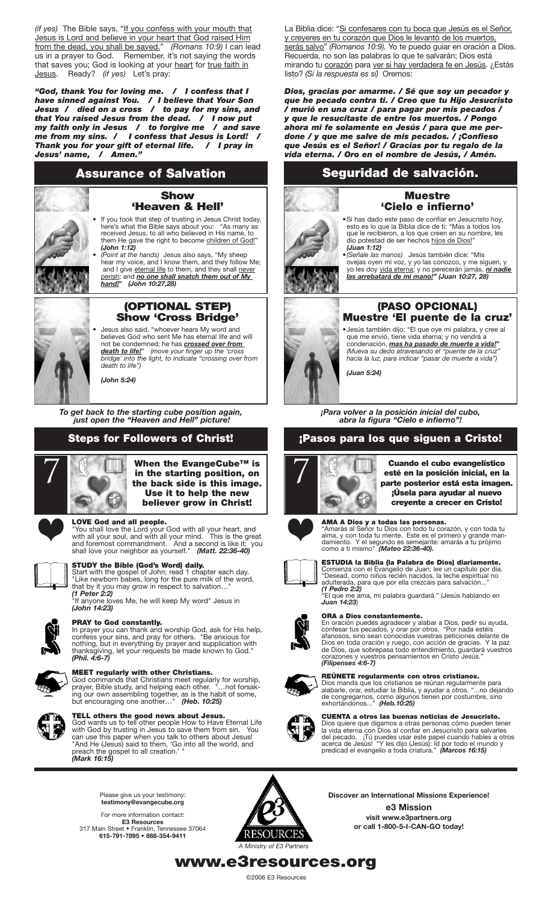*(if yes)* The Bible says, "If you confess with your mouth that Jesus is Lord and believe in your heart that God raised Him from the dead, you shall be saved." *(Romans 10:9)* I can lead us in a prayer to God. Remember, it's not saying the words that saves you; God is looking at your heart for true faith in Jesus. Ready? *(if yes)* Let's pray:

***"God, thank You for loving me. / I confess that I have sinned against You. / I believe that Your Son Jesus / died on a cross / to pay for my sins, and that You raised Jesus from the dead. / I now put my faith only in Jesus / to forgive me / and save me from my sins. / I confess that Jesus is Lord! / Thank you for your gift of eternal life. / I pray in Jesus' name, / Amen."***

## Assurance of Salvation

### Show 'Heaven & Hell'

- If you took that step of trusting in Jesus Christ today, here's what the Bible says about you: "As many as received Jesus, to all who believed in His name, to them He gave the right to become children of God!" ***(John 1:12)***
- *(Point at the hands)* Jesus also says, "My sheep hear my voice, and I know them, and they follow Me; and I give eternal life to them, and they shall never perish; and ***no one shall snatch them out of My hand!"*** ***(John 10:27,28)***

### (OPTIONAL STEP) Show 'Cross Bridge'

- Jesus also said, "whoever hears My word and believes God who sent Me has eternal life and will not be condemned; he has ***crossed over from death to life!***" *(move your finger up the 'cross bridge' into the light, to indicate "crossing over from death to life")*

***(John 5:24)***

***To get back to the starting cube position again, just open the "Heaven and Hell" picture!***

## Steps for Followers of Christ!

7

**When the EvangeCube™ is in the starting position, on the back side is this image. Use it to help the new believer grow in Christ!**

**LOVE God and all people.**
"You shall love the Lord your God with all your heart, and with all your soul, and with all your mind. This is the great and foremost commandment. And a second is like it: you shall love your neighbor as yourself." ***(Matt. 22:36-40)***

**STUDY the Bible (God's Word) daily.**
Start with the gospel of John; read 1 chapter each day. "Like newborn babes, long for the pure milk of the word, that by it you may grow in respect to salvation…" ***(1 Peter 2:2)***
"If anyone loves Me, he will keep My word" Jesus in ***(John 14:23)***

**PRAY to God constantly.**
In prayer you can thank and worship God, ask for His help, confess your sins, and pray for others. "Be anxious for nothing, but in everything by prayer and supplication with thanksgiving, let your requests be made known to God." ***(Phil. 4:6-7)***

**MEET regularly with other Christians.**
God commands that Christians meet regularly for worship, prayer, Bible study, and helping each other. "…not forsaking our own assembling together, as is the habit of some, but encouraging one another…" ***(Heb. 10:25)***

**TELL others the good news about Jesus.**
God wants us to tell other people How to Have Eternal Life with God by trusting in Jesus to save them from sin. You can use this paper when you talk to others about Jesus! "And He (Jesus) said to them, 'Go into all the world, and preach the gospel to all creation.' " ***(Mark 16:15)***

La Biblia dice: "Si confesares con tu boca que Jesús es el Señor, y creyeres en tu corazón que Dios le levantó de los muertos, serás salvo" *(Romanos 10:9).* Yo te puedo guiar en oración a Dios. Recuerda, no son las palabras lo que te salvarán; Dios está mirando tu corazón para ver si hay verdadera fe en Jesús. ¿Estás listo? *(Si la respuesta es sí)* Oremos:

***Dios, gracias por amarme. / Sé que soy un pecador y que he pecado contra ti. / Creo que tu Hijo Jesucristo / murió en una cruz / para pagar por mis pecados / y que le resucitaste de entre los muertos. / Pongo ahora mi fe solamente en Jesús / para que me perdone / y que me salve de mis pecados. / ¡Confieso que Jesús es el Señor! / Gracias por tu regalo de la vida eterna. / Oro en el nombre de Jesús, / Amén.***

## Seguridad de salvación.

### Muestre 'Cielo e infierno'

- Si has dado este paso de confiar en Jesucristo hoy, esto es lo que la Biblia dice de ti: "Mas a todos los que le recibieron, a los que creen en su nombre, les dio potestad de ser hechos hijos de Dios!" ***(Juan 1:12)***
- *(Señale las manos)* Jesús también dice: "Mis ovejas oyen mi voz, y yo las conozco, y me siguen, y yo les doy vida eterna; y no perecerán jamás, ***ni nadie las arrebatará de mi mano!" (Juan 10:27, 28)***

### (PASO OPCIONAL) Muestre 'El puente de la cruz'

- Jesús también dijo: "El que oye mi palabra, y cree al que me envió, tiene vida eterna; y no vendrá a condenación, ***mas ha pasado de muerte a vida!***" *(Mueva su dedo atravesando el "puente de la cruz" hacia la luz, para indicar "pasar de muerte a vida")*

***(Juan 5:24)***

***¡Para volver a la posición inicial del cubo, abra la figura "Cielo e infierno"!***

## ¡Pasos para los que siguen a Cristo!

7

**Cuando el cubo evangelístico esté en la posición inicial, en la parte posterior está esta imagen. ¡Úsela para ayudar al nuevo creyente a crecer en Cristo!**

**AMA A Dios y a todas las personas.**
"Amarás al Señor tu Dios con todo tu corazón, y con toda tu alma, y con toda tu mente. Este es el primero y grande mandamiento. Y el segundo es semejante: amarás a tu prójimo como a ti mismo" ***(Mateo 22:36-40).***

**ESTUDIA la Biblia (la Palabra de Dios) diariamente.**
Comienza con el Evangelio de Juan; lee un capítulo por día. "Desead, como niños recién nacidos, la leche espiritual no adulterada, para que por ella crezcáis para salvación..." ***(1 Pedro 2:2)***
"El que me ama, mi palabra guardará." (Jesús hablando *en* ***Juan 14:23***)

**ORA a Dios constantemente.**
En oración puedes agradecer y alabar a Dios, pedir su ayuda, confesar tus pecados, y orar por otros. "Por nada estéis afanosos, sino sean conocidas vuestras peticiones delante de Dios en toda oración y ruego, con acción de gracias. Y la paz de Dios, que sobrepasa todo entendimiento, guardará vuestros corazones y vuestros pensamientos en Cristo Jesús." ***(Filipenses 4:6-7)***

**REÚNETE regularmente con otros cristianos.**
Dios manda que los cristianos se reúnan regularmente para alabarle, orar, estudiar la Biblia, y ayudar a otros. "...no dejando de congregarnos, como algunos tienen por costumbre, sino exhortándonos..." ***(Heb.10:25)***

**CUENTA a otros las buenas noticias de Jesucristo.**
Dios quiere que digamos a otras personas cómo pueden tener la vida eterna con Dios al confiar en Jesucristo para salvarles del pecado. ¡Tú puedes usar este papel cuando hables a otros acerca de Jesús! "Y les dijo (Jesús): Id por todo el mundo y predicad el evangelio a toda criatura." ***(Marcos 16:15)***

Please give us your testimony:
**testimony@evangecube.org**

For more information contact:
**E3 Resources**
317 Main Street • Franklin, Tennessee 37064
**615-791-7895 • 888-354-9411**

RESOURCES
*A Ministry of E3 Partners*

**Discover an International Missions Experience!**

**e3 Mission**
**visit www.e3partners.org**
**or call 1-800-5-I-CAN-GO today!**

# www.e3resources.org

©2006 E3 Resources